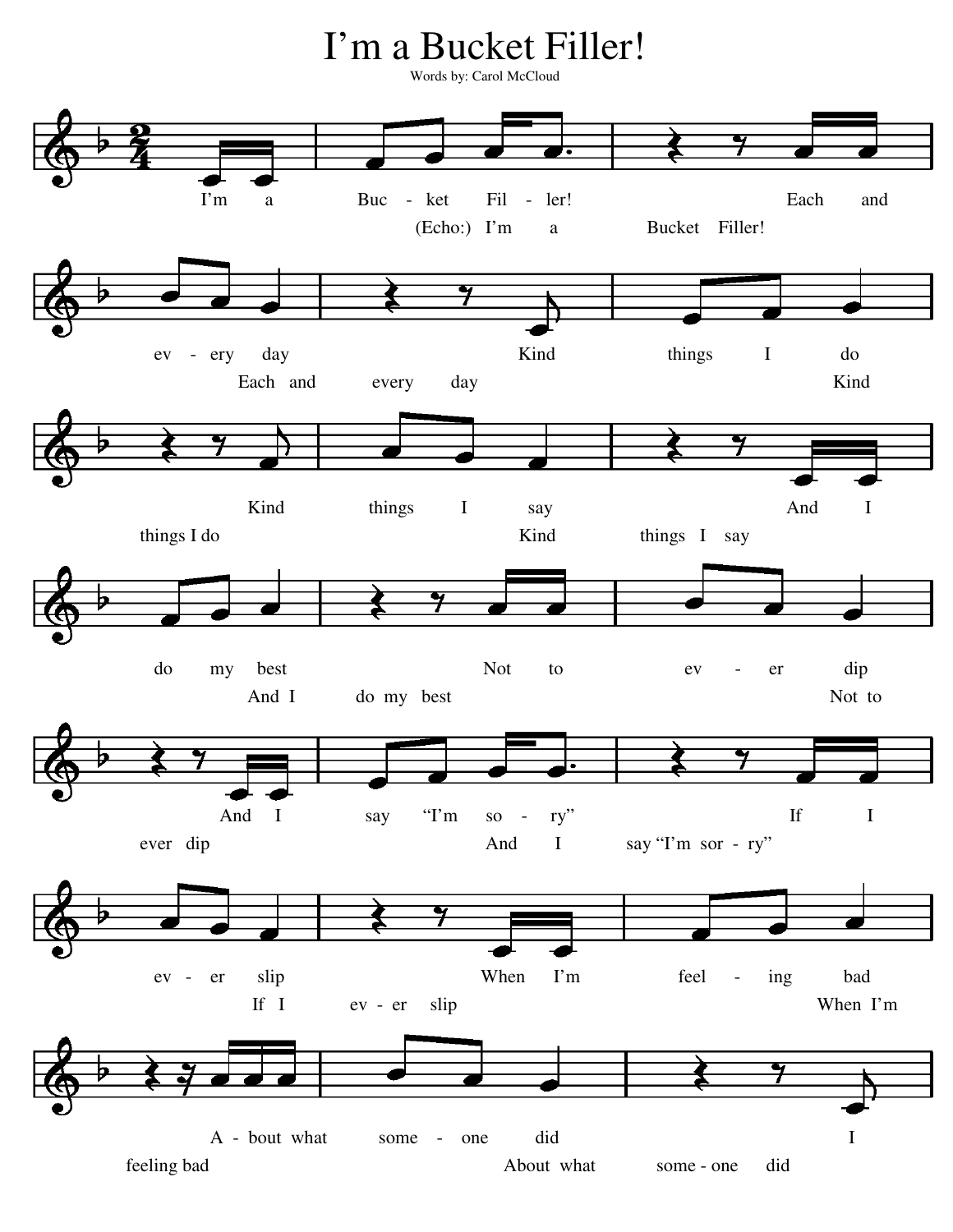# I'm a Bucket Filler!

Words by: Carol McCloud

I'm a Buc - ket Fil - ler! Each and
(Echo:) I'm a Bucket Filler!

ev - ery day Kind things I do
Each and every day Kind

Kind things I say And I
things I do Kind things I say

do my best Not to ev - er dip
And I do my best Not to

And I say "I'm so - ry" If I
ever dip And I say "I'm sor - ry"

ev - er slip When I'm feel - ing bad
If I ev - er slip When I'm

A - bout what some - one did I
feeling bad About what some - one did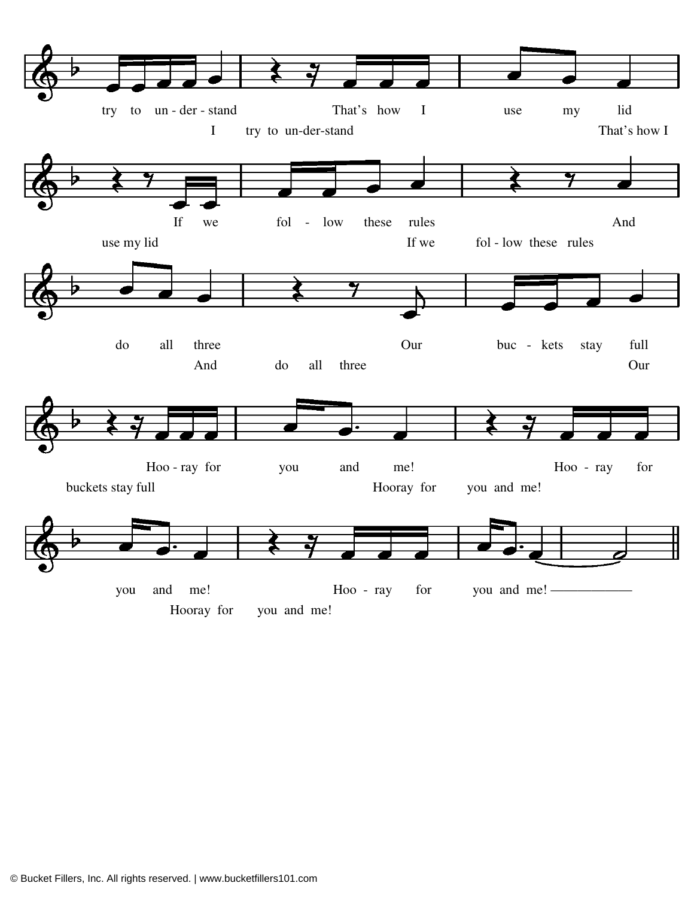try to un - der - stand That's how I use my lid
I try to un-der-stand That's how I

If we fol - low these rules And
use my lid If we fol - low these rules

do all three Our buc - kets stay full
And do all three Our

Hoo - ray for you and me! Hoo - ray for
buckets stay full Hooray for you and me!

you and me! Hoo - ray for you and me!
Hooray for you and me!